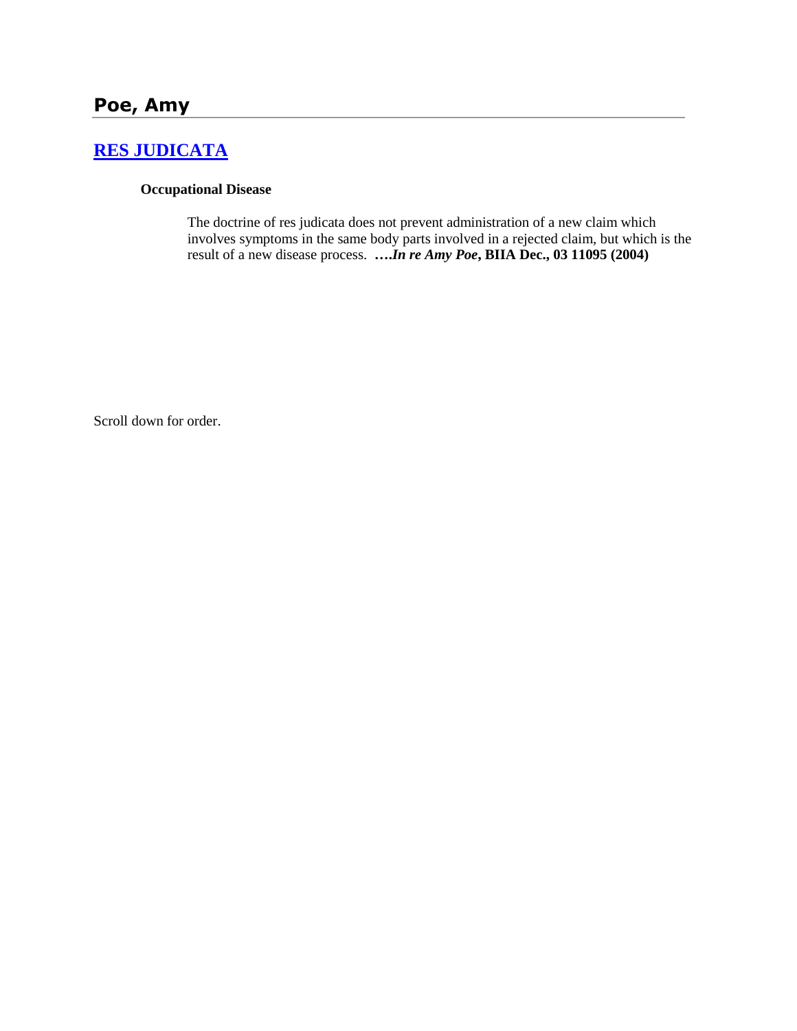## Poe, Amy

### [RES JUDICATA]

**Occupational Disease**

The doctrine of res judicata does not prevent administration of a new claim which involves symptoms in the same body parts involved in a rejected claim, but which is the result of a new disease process. **….*In re Amy Poe*, BIIA Dec., 03 11095 (2004)**

Scroll down for order.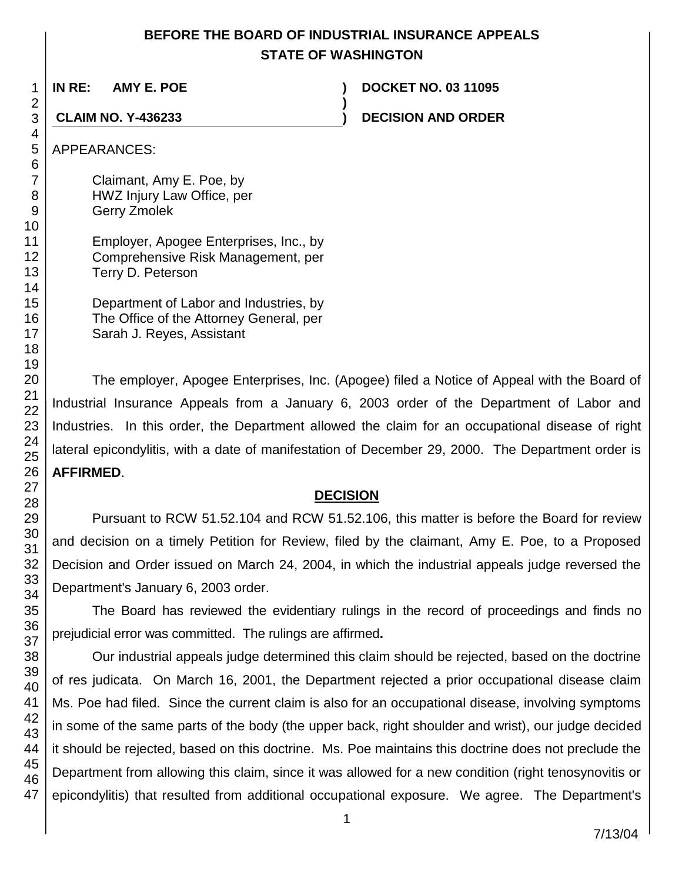**BEFORE THE BOARD OF INDUSTRIAL INSURANCE APPEALS**
**STATE OF WASHINGTON**

**IN RE: AMY E. POE** ) **DOCKET NO. 03 11095**
)
**CLAIM NO. Y-436233** ) **DECISION AND ORDER**

APPEARANCES:

Claimant, Amy E. Poe, by
HWZ Injury Law Office, per
Gerry Zmolek

Employer, Apogee Enterprises, Inc., by
Comprehensive Risk Management, per
Terry D. Peterson

Department of Labor and Industries, by
The Office of the Attorney General, per
Sarah J. Reyes, Assistant

The employer, Apogee Enterprises, Inc. (Apogee) filed a Notice of Appeal with the Board of Industrial Insurance Appeals from a January 6, 2003 order of the Department of Labor and Industries. In this order, the Department allowed the claim for an occupational disease of right lateral epicondylitis, with a date of manifestation of December 29, 2000. The Department order is **AFFIRMED**.

## DECISION

Pursuant to RCW 51.52.104 and RCW 51.52.106, this matter is before the Board for review and decision on a timely Petition for Review, filed by the claimant, Amy E. Poe, to a Proposed Decision and Order issued on March 24, 2004, in which the industrial appeals judge reversed the Department's January 6, 2003 order.

The Board has reviewed the evidentiary rulings in the record of proceedings and finds no prejudicial error was committed. The rulings are affirmed**.**

Our industrial appeals judge determined this claim should be rejected, based on the doctrine of res judicata. On March 16, 2001, the Department rejected a prior occupational disease claim Ms. Poe had filed. Since the current claim is also for an occupational disease, involving symptoms in some of the same parts of the body (the upper back, right shoulder and wrist), our judge decided it should be rejected, based on this doctrine. Ms. Poe maintains this doctrine does not preclude the Department from allowing this claim, since it was allowed for a new condition (right tenosynovitis or epicondylitis) that resulted from additional occupational exposure. We agree. The Department's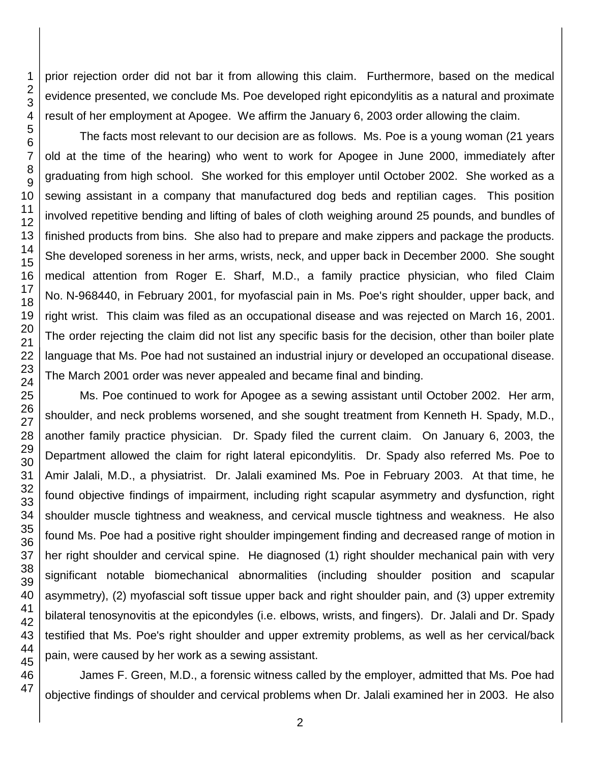prior rejection order did not bar it from allowing this claim. Furthermore, based on the medical evidence presented, we conclude Ms. Poe developed right epicondylitis as a natural and proximate result of her employment at Apogee. We affirm the January 6, 2003 order allowing the claim.

The facts most relevant to our decision are as follows. Ms. Poe is a young woman (21 years old at the time of the hearing) who went to work for Apogee in June 2000, immediately after graduating from high school. She worked for this employer until October 2002. She worked as a sewing assistant in a company that manufactured dog beds and reptilian cages. This position involved repetitive bending and lifting of bales of cloth weighing around 25 pounds, and bundles of finished products from bins. She also had to prepare and make zippers and package the products. She developed soreness in her arms, wrists, neck, and upper back in December 2000. She sought medical attention from Roger E. Sharf, M.D., a family practice physician, who filed Claim No. N-968440, in February 2001, for myofascial pain in Ms. Poe's right shoulder, upper back, and right wrist. This claim was filed as an occupational disease and was rejected on March 16, 2001. The order rejecting the claim did not list any specific basis for the decision, other than boiler plate language that Ms. Poe had not sustained an industrial injury or developed an occupational disease. The March 2001 order was never appealed and became final and binding.

Ms. Poe continued to work for Apogee as a sewing assistant until October 2002. Her arm, shoulder, and neck problems worsened, and she sought treatment from Kenneth H. Spady, M.D., another family practice physician. Dr. Spady filed the current claim. On January 6, 2003, the Department allowed the claim for right lateral epicondylitis. Dr. Spady also referred Ms. Poe to Amir Jalali, M.D., a physiatrist. Dr. Jalali examined Ms. Poe in February 2003. At that time, he found objective findings of impairment, including right scapular asymmetry and dysfunction, right shoulder muscle tightness and weakness, and cervical muscle tightness and weakness. He also found Ms. Poe had a positive right shoulder impingement finding and decreased range of motion in her right shoulder and cervical spine. He diagnosed (1) right shoulder mechanical pain with very significant notable biomechanical abnormalities (including shoulder position and scapular asymmetry), (2) myofascial soft tissue upper back and right shoulder pain, and (3) upper extremity bilateral tenosynovitis at the epicondyles (i.e. elbows, wrists, and fingers). Dr. Jalali and Dr. Spady testified that Ms. Poe's right shoulder and upper extremity problems, as well as her cervical/back pain, were caused by her work as a sewing assistant.

James F. Green, M.D., a forensic witness called by the employer, admitted that Ms. Poe had objective findings of shoulder and cervical problems when Dr. Jalali examined her in 2003. He also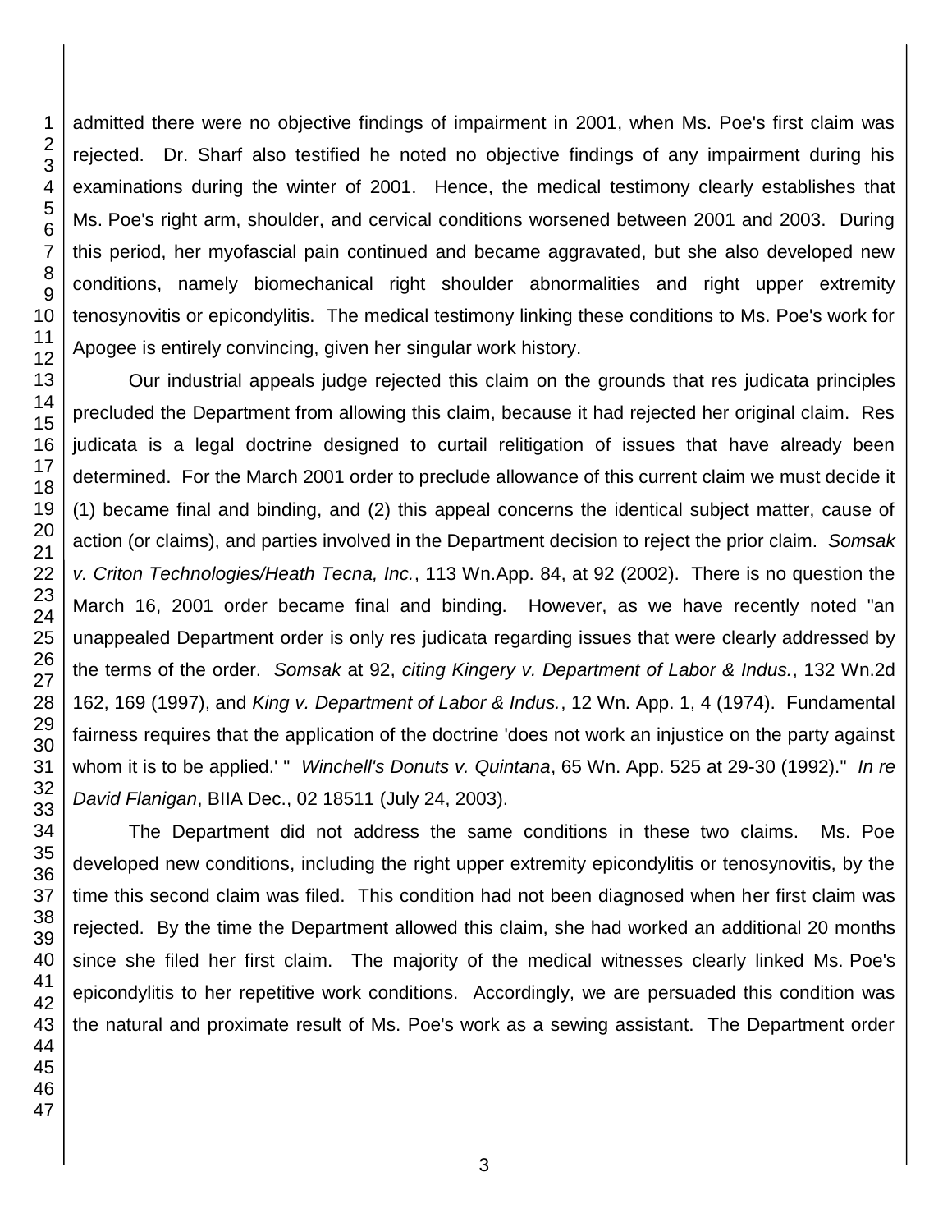admitted there were no objective findings of impairment in 2001, when Ms. Poe's first claim was rejected. Dr. Sharf also testified he noted no objective findings of any impairment during his examinations during the winter of 2001. Hence, the medical testimony clearly establishes that Ms. Poe's right arm, shoulder, and cervical conditions worsened between 2001 and 2003. During this period, her myofascial pain continued and became aggravated, but she also developed new conditions, namely biomechanical right shoulder abnormalities and right upper extremity tenosynovitis or epicondylitis. The medical testimony linking these conditions to Ms. Poe's work for Apogee is entirely convincing, given her singular work history.

Our industrial appeals judge rejected this claim on the grounds that res judicata principles precluded the Department from allowing this claim, because it had rejected her original claim. Res judicata is a legal doctrine designed to curtail relitigation of issues that have already been determined. For the March 2001 order to preclude allowance of this current claim we must decide it (1) became final and binding, and (2) this appeal concerns the identical subject matter, cause of action (or claims), and parties involved in the Department decision to reject the prior claim. *Somsak v. Criton Technologies/Heath Tecna, Inc.*, 113 Wn.App. 84, at 92 (2002). There is no question the March 16, 2001 order became final and binding. However, as we have recently noted "an unappealed Department order is only res judicata regarding issues that were clearly addressed by the terms of the order. *Somsak* at 92, *citing Kingery v. Department of Labor & Indus.*, 132 Wn.2d 162, 169 (1997), and *King v. Department of Labor & Indus.*, 12 Wn. App. 1, 4 (1974). Fundamental fairness requires that the application of the doctrine 'does not work an injustice on the party against whom it is to be applied.' " *Winchell's Donuts v. Quintana*, 65 Wn. App. 525 at 29-30 (1992)." *In re David Flanigan*, BIIA Dec., 02 18511 (July 24, 2003).

The Department did not address the same conditions in these two claims. Ms. Poe developed new conditions, including the right upper extremity epicondylitis or tenosynovitis, by the time this second claim was filed. This condition had not been diagnosed when her first claim was rejected. By the time the Department allowed this claim, she had worked an additional 20 months since she filed her first claim. The majority of the medical witnesses clearly linked Ms. Poe's epicondylitis to her repetitive work conditions. Accordingly, we are persuaded this condition was the natural and proximate result of Ms. Poe's work as a sewing assistant. The Department order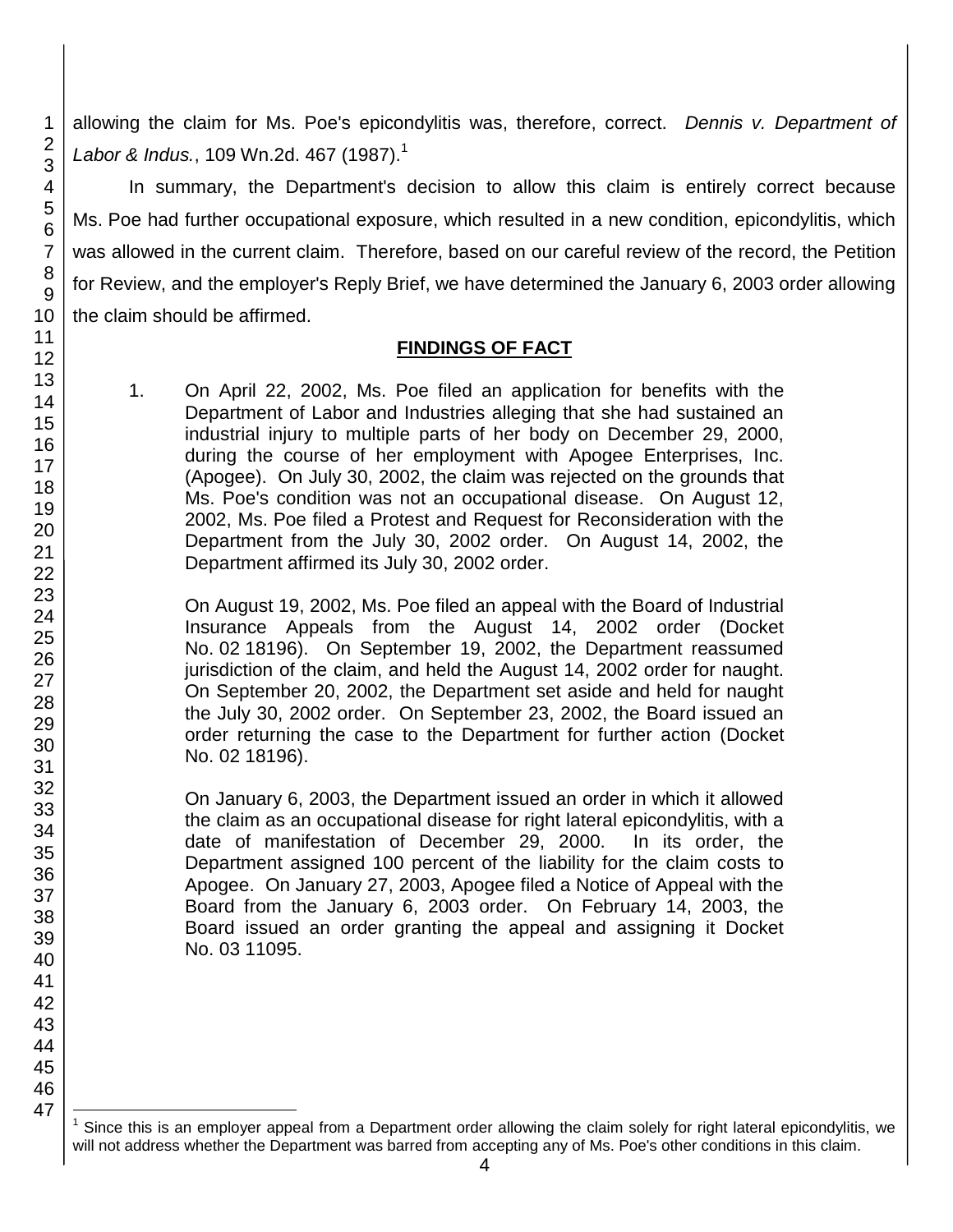allowing the claim for Ms. Poe's epicondylitis was, therefore, correct. *Dennis v. Department of Labor & Indus.*, 109 Wn.2d. 467 (1987).[1]

In summary, the Department's decision to allow this claim is entirely correct because Ms. Poe had further occupational exposure, which resulted in a new condition, epicondylitis, which was allowed in the current claim. Therefore, based on our careful review of the record, the Petition for Review, and the employer's Reply Brief, we have determined the January 6, 2003 order allowing the claim should be affirmed.

## FINDINGS OF FACT

1. On April 22, 2002, Ms. Poe filed an application for benefits with the Department of Labor and Industries alleging that she had sustained an industrial injury to multiple parts of her body on December 29, 2000, during the course of her employment with Apogee Enterprises, Inc. (Apogee). On July 30, 2002, the claim was rejected on the grounds that Ms. Poe's condition was not an occupational disease. On August 12, 2002, Ms. Poe filed a Protest and Request for Reconsideration with the Department from the July 30, 2002 order. On August 14, 2002, the Department affirmed its July 30, 2002 order.

   On August 19, 2002, Ms. Poe filed an appeal with the Board of Industrial Insurance Appeals from the August 14, 2002 order (Docket No. 02 18196). On September 19, 2002, the Department reassumed jurisdiction of the claim, and held the August 14, 2002 order for naught. On September 20, 2002, the Department set aside and held for naught the July 30, 2002 order. On September 23, 2002, the Board issued an order returning the case to the Department for further action (Docket No. 02 18196).

   On January 6, 2003, the Department issued an order in which it allowed the claim as an occupational disease for right lateral epicondylitis, with a date of manifestation of December 29, 2000. In its order, the Department assigned 100 percent of the liability for the claim costs to Apogee. On January 27, 2003, Apogee filed a Notice of Appeal with the Board from the January 6, 2003 order. On February 14, 2003, the Board issued an order granting the appeal and assigning it Docket No. 03 11095.

[1] Since this is an employer appeal from a Department order allowing the claim solely for right lateral epicondylitis, we will not address whether the Department was barred from accepting any of Ms. Poe's other conditions in this claim.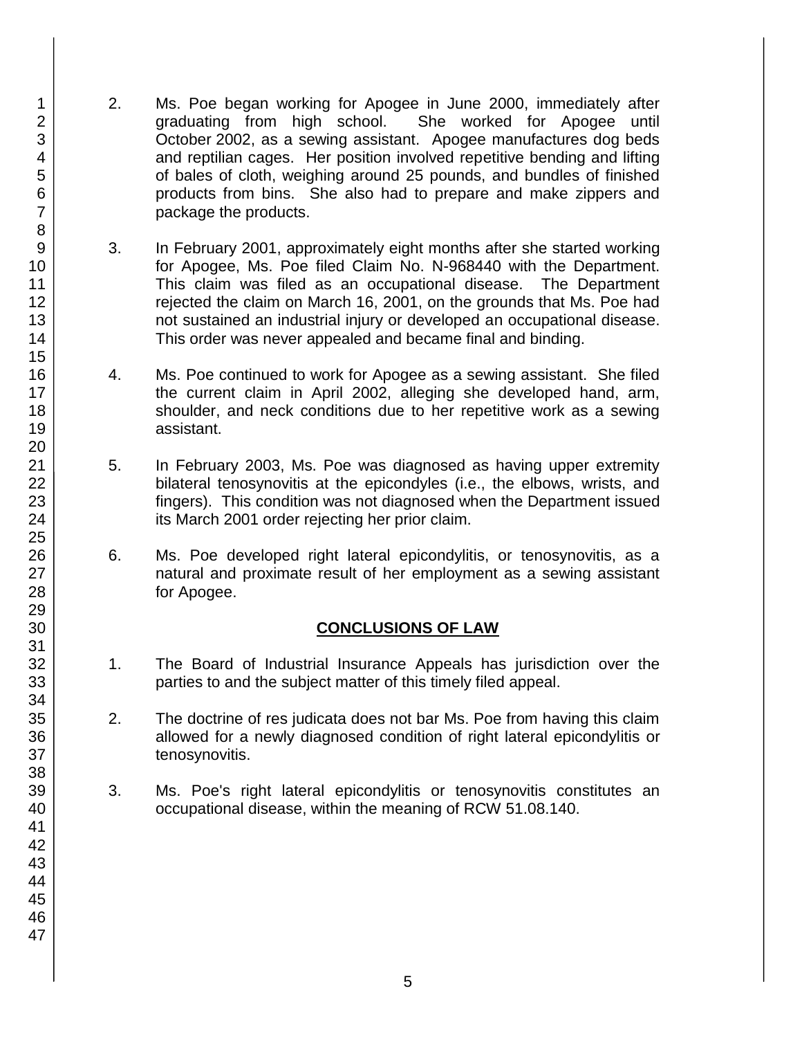2. Ms. Poe began working for Apogee in June 2000, immediately after graduating from high school. She worked for Apogee until October 2002, as a sewing assistant. Apogee manufactures dog beds and reptilian cages. Her position involved repetitive bending and lifting of bales of cloth, weighing around 25 pounds, and bundles of finished products from bins. She also had to prepare and make zippers and package the products.

3. In February 2001, approximately eight months after she started working for Apogee, Ms. Poe filed Claim No. N-968440 with the Department. This claim was filed as an occupational disease. The Department rejected the claim on March 16, 2001, on the grounds that Ms. Poe had not sustained an industrial injury or developed an occupational disease. This order was never appealed and became final and binding.

4. Ms. Poe continued to work for Apogee as a sewing assistant. She filed the current claim in April 2002, alleging she developed hand, arm, shoulder, and neck conditions due to her repetitive work as a sewing assistant.

5. In February 2003, Ms. Poe was diagnosed as having upper extremity bilateral tenosynovitis at the epicondyles (i.e., the elbows, wrists, and fingers). This condition was not diagnosed when the Department issued its March 2001 order rejecting her prior claim.

6. Ms. Poe developed right lateral epicondylitis, or tenosynovitis, as a natural and proximate result of her employment as a sewing assistant for Apogee.

## CONCLUSIONS OF LAW

1. The Board of Industrial Insurance Appeals has jurisdiction over the parties to and the subject matter of this timely filed appeal.

2. The doctrine of res judicata does not bar Ms. Poe from having this claim allowed for a newly diagnosed condition of right lateral epicondylitis or tenosynovitis.

3. Ms. Poe's right lateral epicondylitis or tenosynovitis constitutes an occupational disease, within the meaning of RCW 51.08.140.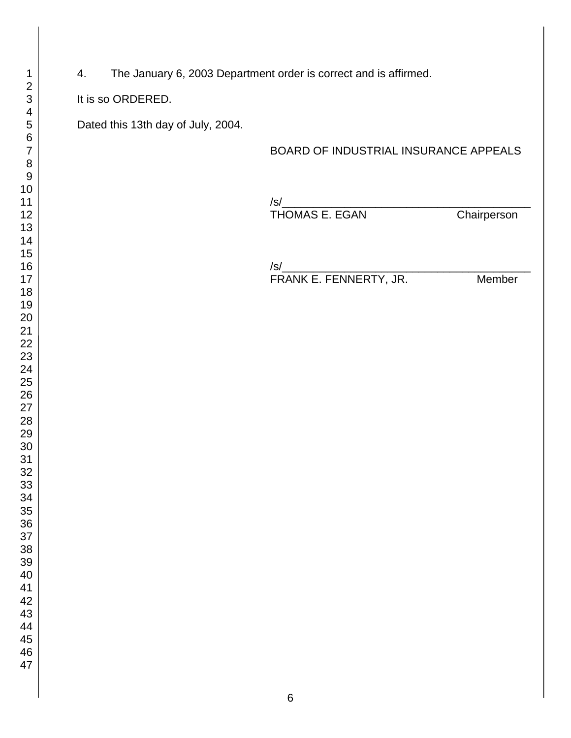4. The January 6, 2003 Department order is correct and is affirmed.

It is so ORDERED.

Dated this 13th day of July, 2004.

BOARD OF INDUSTRIAL INSURANCE APPEALS

/s/________________________________________
THOMAS E. EGAN Chairperson

/s/________________________________________
FRANK E. FENNERTY, JR. Member